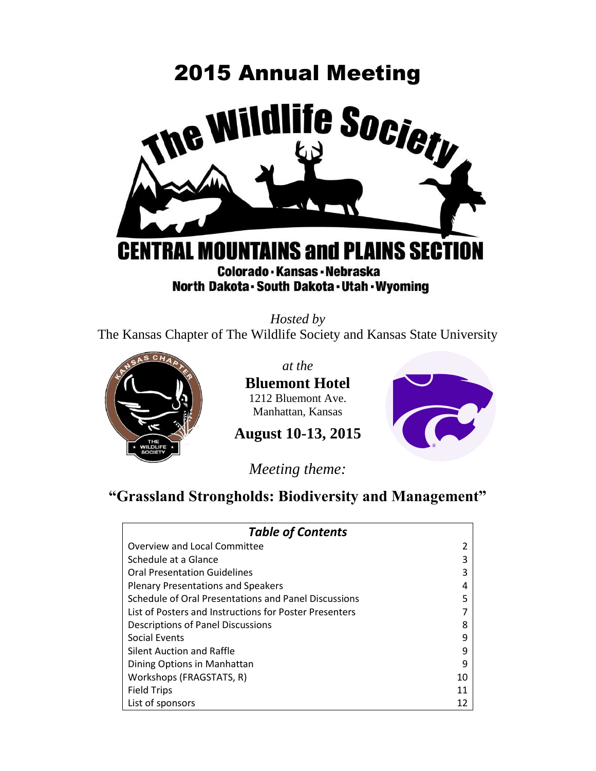# 2015 Annual Meeting

# The Wildlife Society

## CENTRAL MOUNTAINS and PLAINS SECTION

**Colorado · Kansas · Nebraska**
**North Dakota · South Dakota · Utah · Wyoming**

*Hosted by*
The Kansas Chapter of The Wildlife Society and Kansas State University

*at the*
**Bluemont Hotel**
1212 Bluemont Ave.
Manhattan, Kansas

**August 10-13, 2015**

*Meeting theme:*

## "Grassland Strongholds: Biodiversity and Management"

| *Table of Contents* | |
|---|---|
| Overview and Local Committee | 2 |
| Schedule at a Glance | 3 |
| Oral Presentation Guidelines | 3 |
| Plenary Presentations and Speakers | 4 |
| Schedule of Oral Presentations and Panel Discussions | 5 |
| List of Posters and Instructions for Poster Presenters | 7 |
| Descriptions of Panel Discussions | 8 |
| Social Events | 9 |
| Silent Auction and Raffle | 9 |
| Dining Options in Manhattan | 9 |
| Workshops (FRAGSTATS, R) | 10 |
| Field Trips | 11 |
| List of sponsors | 12 |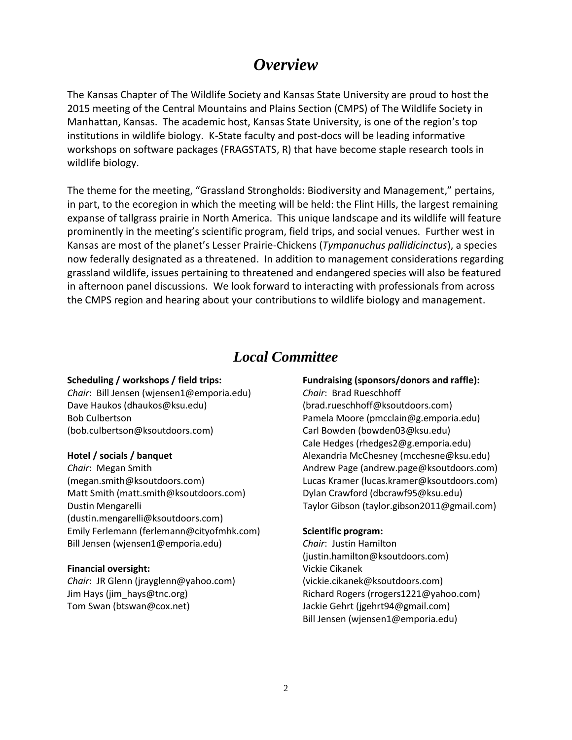# *Overview*

The Kansas Chapter of The Wildlife Society and Kansas State University are proud to host the 2015 meeting of the Central Mountains and Plains Section (CMPS) of The Wildlife Society in Manhattan, Kansas. The academic host, Kansas State University, is one of the region's top institutions in wildlife biology. K-State faculty and post-docs will be leading informative workshops on software packages (FRAGSTATS, R) that have become staple research tools in wildlife biology.

The theme for the meeting, "Grassland Strongholds: Biodiversity and Management," pertains, in part, to the ecoregion in which the meeting will be held: the Flint Hills, the largest remaining expanse of tallgrass prairie in North America. This unique landscape and its wildlife will feature prominently in the meeting's scientific program, field trips, and social venues. Further west in Kansas are most of the planet's Lesser Prairie-Chickens (*Tympanuchus pallidicinctus*), a species now federally designated as a threatened. In addition to management considerations regarding grassland wildlife, issues pertaining to threatened and endangered species will also be featured in afternoon panel discussions. We look forward to interacting with professionals from across the CMPS region and hearing about your contributions to wildlife biology and management.

# *Local Committee*

**Scheduling / workshops / field trips:**
*Chair*: Bill Jensen (wjensen1@emporia.edu)
Dave Haukos (dhaukos@ksu.edu)
Bob Culbertson
(bob.culbertson@ksoutdoors.com)

**Hotel / socials / banquet**
*Chair*: Megan Smith
(megan.smith@ksoutdoors.com)
Matt Smith (matt.smith@ksoutdoors.com)
Dustin Mengarelli
(dustin.mengarelli@ksoutdoors.com)
Emily Ferlemann (ferlemann@cityofmhk.com)
Bill Jensen (wjensen1@emporia.edu)

**Financial oversight:**
*Chair*: JR Glenn (jrayglenn@yahoo.com)
Jim Hays (jim_hays@tnc.org)
Tom Swan (btswan@cox.net)

**Fundraising (sponsors/donors and raffle):**
*Chair*: Brad Rueschhoff
(brad.rueschhoff@ksoutdoors.com)
Pamela Moore (pmcclain@g.emporia.edu)
Carl Bowden (bowden03@ksu.edu)
Cale Hedges (rhedges2@g.emporia.edu)
Alexandria McChesney (mcchesne@ksu.edu)
Andrew Page (andrew.page@ksoutdoors.com)
Lucas Kramer (lucas.kramer@ksoutdoors.com)
Dylan Crawford (dbcrawf95@ksu.edu)
Taylor Gibson (taylor.gibson2011@gmail.com)

**Scientific program:**
*Chair*: Justin Hamilton
(justin.hamilton@ksoutdoors.com)
Vickie Cikanek
(vickie.cikanek@ksoutdoors.com)
Richard Rogers (rrogers1221@yahoo.com)
Jackie Gehrt (jgehrt94@gmail.com)
Bill Jensen (wjensen1@emporia.edu)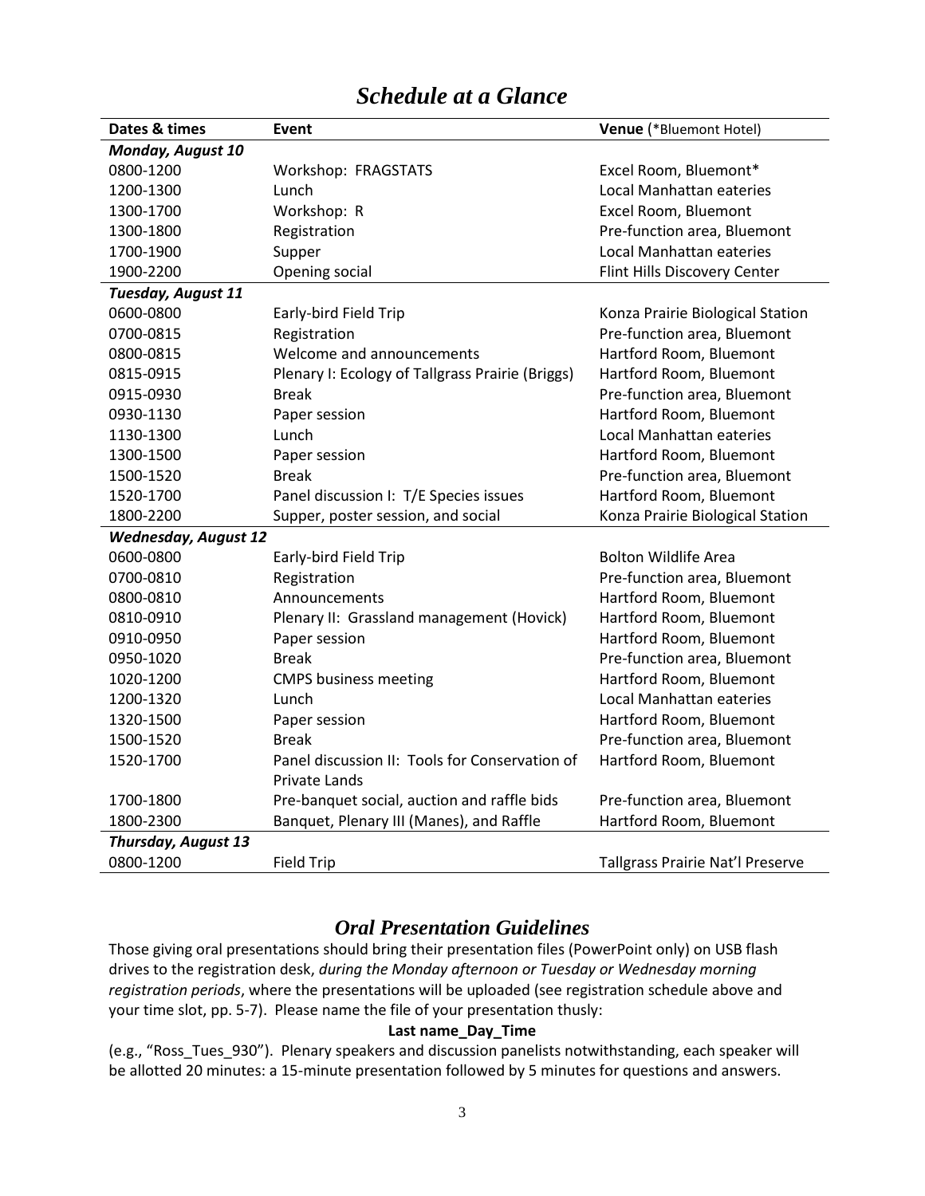# *Schedule at a Glance*

| Dates & times | Event | Venue (*Bluemont Hotel) |
|---|---|---|
| ***Monday, August 10*** | | |
| 0800-1200 | Workshop: FRAGSTATS | Excel Room, Bluemont* |
| 1200-1300 | Lunch | Local Manhattan eateries |
| 1300-1700 | Workshop: R | Excel Room, Bluemont |
| 1300-1800 | Registration | Pre-function area, Bluemont |
| 1700-1900 | Supper | Local Manhattan eateries |
| 1900-2200 | Opening social | Flint Hills Discovery Center |
| ***Tuesday, August 11*** | | |
| 0600-0800 | Early-bird Field Trip | Konza Prairie Biological Station |
| 0700-0815 | Registration | Pre-function area, Bluemont |
| 0800-0815 | Welcome and announcements | Hartford Room, Bluemont |
| 0815-0915 | Plenary I: Ecology of Tallgrass Prairie (Briggs) | Hartford Room, Bluemont |
| 0915-0930 | Break | Pre-function area, Bluemont |
| 0930-1130 | Paper session | Hartford Room, Bluemont |
| 1130-1300 | Lunch | Local Manhattan eateries |
| 1300-1500 | Paper session | Hartford Room, Bluemont |
| 1500-1520 | Break | Pre-function area, Bluemont |
| 1520-1700 | Panel discussion I: T/E Species issues | Hartford Room, Bluemont |
| 1800-2200 | Supper, poster session, and social | Konza Prairie Biological Station |
| ***Wednesday, August 12*** | | |
| 0600-0800 | Early-bird Field Trip | Bolton Wildlife Area |
| 0700-0810 | Registration | Pre-function area, Bluemont |
| 0800-0810 | Announcements | Hartford Room, Bluemont |
| 0810-0910 | Plenary II: Grassland management (Hovick) | Hartford Room, Bluemont |
| 0910-0950 | Paper session | Hartford Room, Bluemont |
| 0950-1020 | Break | Pre-function area, Bluemont |
| 1020-1200 | CMPS business meeting | Hartford Room, Bluemont |
| 1200-1320 | Lunch | Local Manhattan eateries |
| 1320-1500 | Paper session | Hartford Room, Bluemont |
| 1500-1520 | Break | Pre-function area, Bluemont |
| 1520-1700 | Panel discussion II: Tools for Conservation of Private Lands | Hartford Room, Bluemont |
| 1700-1800 | Pre-banquet social, auction and raffle bids | Pre-function area, Bluemont |
| 1800-2300 | Banquet, Plenary III (Manes), and Raffle | Hartford Room, Bluemont |
| ***Thursday, August 13*** | | |
| 0800-1200 | Field Trip | Tallgrass Prairie Nat'l Preserve |

## *Oral Presentation Guidelines*

Those giving oral presentations should bring their presentation files (PowerPoint only) on USB flash drives to the registration desk, *during the Monday afternoon or Tuesday or Wednesday morning registration periods*, where the presentations will be uploaded (see registration schedule above and your time slot, pp. 5-7). Please name the file of your presentation thusly:

**Last name_Day_Time**

(e.g., "Ross_Tues_930"). Plenary speakers and discussion panelists notwithstanding, each speaker will be allotted 20 minutes: a 15-minute presentation followed by 5 minutes for questions and answers.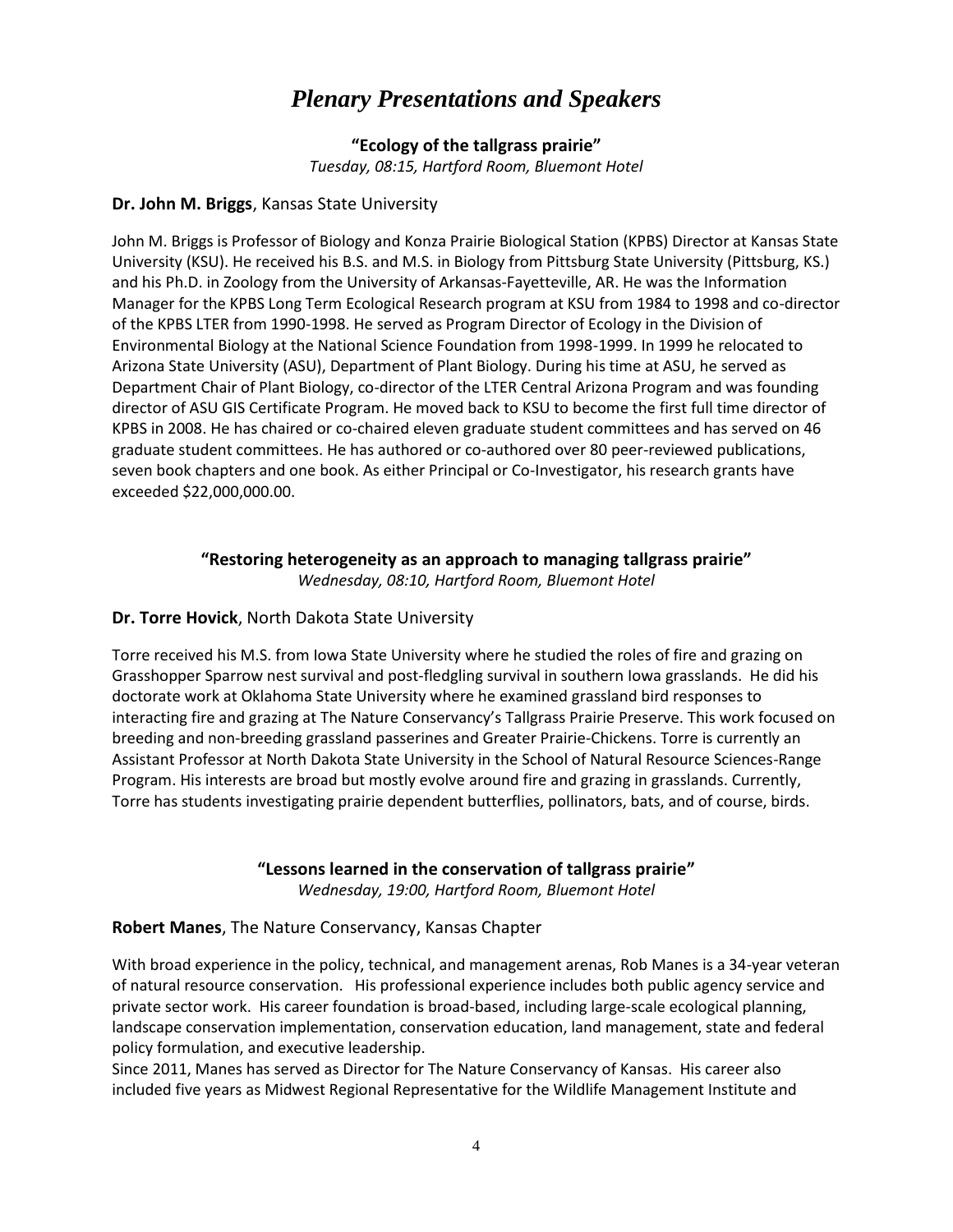# *Plenary Presentations and Speakers*

**"Ecology of the tallgrass prairie"**
*Tuesday, 08:15, Hartford Room, Bluemont Hotel*

**Dr. John M. Briggs**, Kansas State University

John M. Briggs is Professor of Biology and Konza Prairie Biological Station (KPBS) Director at Kansas State University (KSU). He received his B.S. and M.S. in Biology from Pittsburg State University (Pittsburg, KS.) and his Ph.D. in Zoology from the University of Arkansas-Fayetteville, AR. He was the Information Manager for the KPBS Long Term Ecological Research program at KSU from 1984 to 1998 and co-director of the KPBS LTER from 1990-1998. He served as Program Director of Ecology in the Division of Environmental Biology at the National Science Foundation from 1998-1999. In 1999 he relocated to Arizona State University (ASU), Department of Plant Biology. During his time at ASU, he served as Department Chair of Plant Biology, co-director of the LTER Central Arizona Program and was founding director of ASU GIS Certificate Program. He moved back to KSU to become the first full time director of KPBS in 2008. He has chaired or co-chaired eleven graduate student committees and has served on 46 graduate student committees. He has authored or co-authored over 80 peer-reviewed publications, seven book chapters and one book. As either Principal or Co-Investigator, his research grants have exceeded $22,000,000.00.

**"Restoring heterogeneity as an approach to managing tallgrass prairie"**
*Wednesday, 08:10, Hartford Room, Bluemont Hotel*

**Dr. Torre Hovick**, North Dakota State University

Torre received his M.S. from Iowa State University where he studied the roles of fire and grazing on Grasshopper Sparrow nest survival and post-fledgling survival in southern Iowa grasslands. He did his doctorate work at Oklahoma State University where he examined grassland bird responses to interacting fire and grazing at The Nature Conservancy's Tallgrass Prairie Preserve. This work focused on breeding and non-breeding grassland passerines and Greater Prairie-Chickens. Torre is currently an Assistant Professor at North Dakota State University in the School of Natural Resource Sciences-Range Program. His interests are broad but mostly evolve around fire and grazing in grasslands. Currently, Torre has students investigating prairie dependent butterflies, pollinators, bats, and of course, birds.

**"Lessons learned in the conservation of tallgrass prairie"**
*Wednesday, 19:00, Hartford Room, Bluemont Hotel*

**Robert Manes**, The Nature Conservancy, Kansas Chapter

With broad experience in the policy, technical, and management arenas, Rob Manes is a 34-year veteran of natural resource conservation. His professional experience includes both public agency service and private sector work. His career foundation is broad-based, including large-scale ecological planning, landscape conservation implementation, conservation education, land management, state and federal policy formulation, and executive leadership.

Since 2011, Manes has served as Director for The Nature Conservancy of Kansas. His career also included five years as Midwest Regional Representative for the Wildlife Management Institute and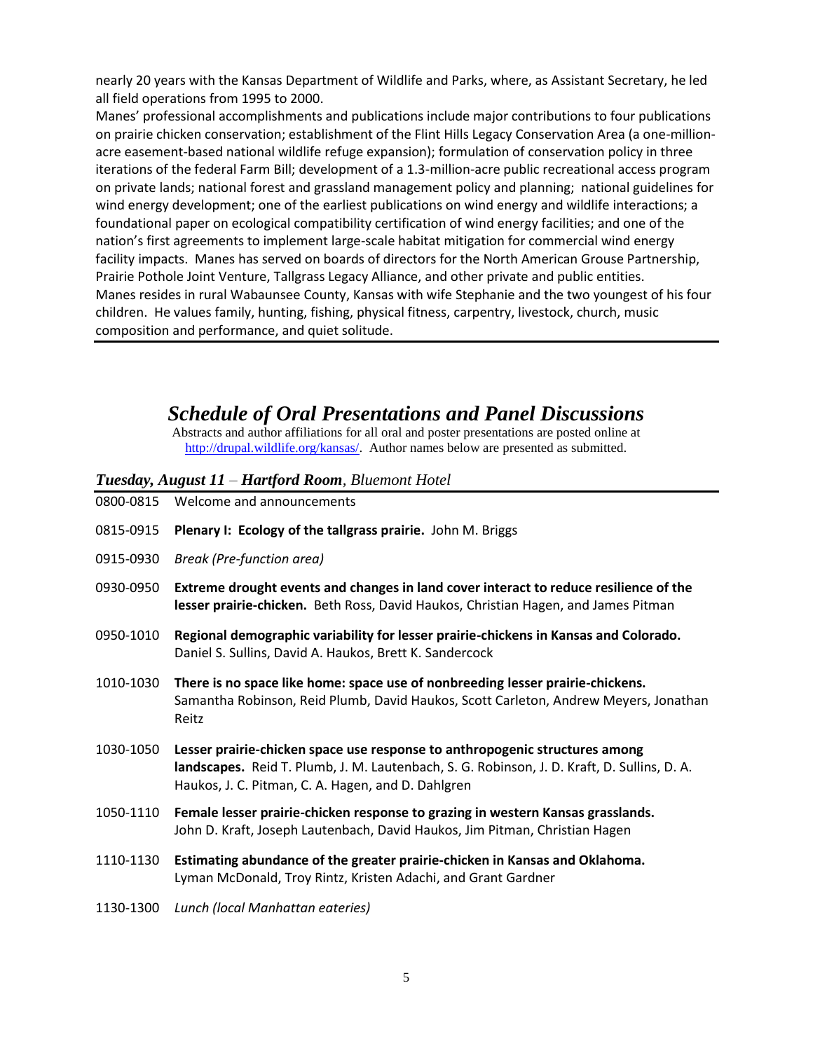nearly 20 years with the Kansas Department of Wildlife and Parks, where, as Assistant Secretary, he led all field operations from 1995 to 2000.

Manes' professional accomplishments and publications include major contributions to four publications on prairie chicken conservation; establishment of the Flint Hills Legacy Conservation Area (a one-million-acre easement-based national wildlife refuge expansion); formulation of conservation policy in three iterations of the federal Farm Bill; development of a 1.3-million-acre public recreational access program on private lands; national forest and grassland management policy and planning; national guidelines for wind energy development; one of the earliest publications on wind energy and wildlife interactions; a foundational paper on ecological compatibility certification of wind energy facilities; and one of the nation's first agreements to implement large-scale habitat mitigation for commercial wind energy facility impacts. Manes has served on boards of directors for the North American Grouse Partnership, Prairie Pothole Joint Venture, Tallgrass Legacy Alliance, and other private and public entities.

Manes resides in rural Wabaunsee County, Kansas with wife Stephanie and the two youngest of his four children. He values family, hunting, fishing, physical fitness, carpentry, livestock, church, music composition and performance, and quiet solitude.

---

# *Schedule of Oral Presentations and Panel Discussions*

Abstracts and author affiliations for all oral and poster presentations are posted online at http://drupal.wildlife.org/kansas/. Author names below are presented as submitted.

## *Tuesday, August 11 – Hartford Room, Bluemont Hotel*

0800-0815 Welcome and announcements

0815-0915 **Plenary I: Ecology of the tallgrass prairie.** John M. Briggs

0915-0930 *Break (Pre-function area)*

0930-0950 **Extreme drought events and changes in land cover interact to reduce resilience of the lesser prairie-chicken.** Beth Ross, David Haukos, Christian Hagen, and James Pitman

0950-1010 **Regional demographic variability for lesser prairie-chickens in Kansas and Colorado.** Daniel S. Sullins, David A. Haukos, Brett K. Sandercock

1010-1030 **There is no space like home: space use of nonbreeding lesser prairie-chickens.** Samantha Robinson, Reid Plumb, David Haukos, Scott Carleton, Andrew Meyers, Jonathan Reitz

1030-1050 **Lesser prairie-chicken space use response to anthropogenic structures among landscapes.** Reid T. Plumb, J. M. Lautenbach, S. G. Robinson, J. D. Kraft, D. Sullins, D. A. Haukos, J. C. Pitman, C. A. Hagen, and D. Dahlgren

1050-1110 **Female lesser prairie-chicken response to grazing in western Kansas grasslands.** John D. Kraft, Joseph Lautenbach, David Haukos, Jim Pitman, Christian Hagen

1110-1130 **Estimating abundance of the greater prairie-chicken in Kansas and Oklahoma.** Lyman McDonald, Troy Rintz, Kristen Adachi, and Grant Gardner

1130-1300 *Lunch (local Manhattan eateries)*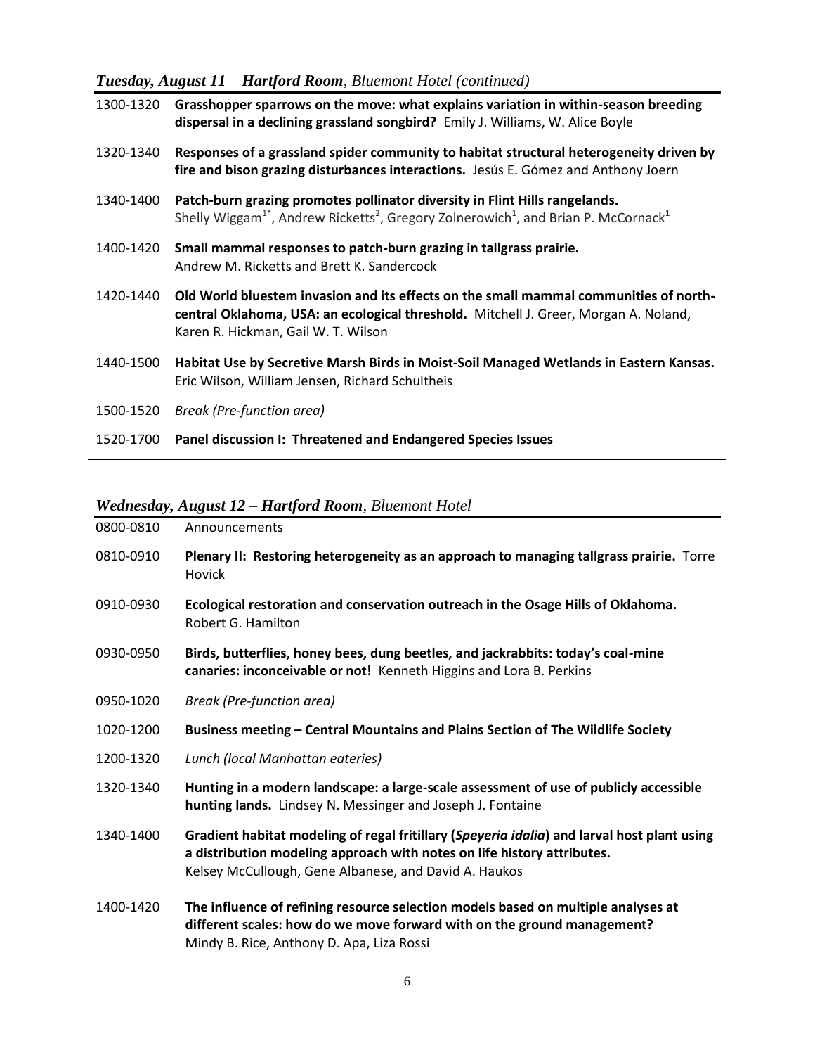### *Tuesday, August 11* – *Hartford Room*, *Bluemont Hotel (continued)*

| | |
|---|---|
| 1300-1320 | **Grasshopper sparrows on the move: what explains variation in within-season breeding dispersal in a declining grassland songbird?** Emily J. Williams, W. Alice Boyle |
| 1320-1340 | **Responses of a grassland spider community to habitat structural heterogeneity driven by fire and bison grazing disturbances interactions.** Jesús E. Gómez and Anthony Joern |
| 1340-1400 | **Patch-burn grazing promotes pollinator diversity in Flint Hills rangelands.** Shelly Wiggam[1*], Andrew Ricketts[2], Gregory Zolnerowich[1], and Brian P. McCornack[1] |
| 1400-1420 | **Small mammal responses to patch-burn grazing in tallgrass prairie.** Andrew M. Ricketts and Brett K. Sandercock |
| 1420-1440 | **Old World bluestem invasion and its effects on the small mammal communities of north-central Oklahoma, USA: an ecological threshold.** Mitchell J. Greer, Morgan A. Noland, Karen R. Hickman, Gail W. T. Wilson |
| 1440-1500 | **Habitat Use by Secretive Marsh Birds in Moist-Soil Managed Wetlands in Eastern Kansas.** Eric Wilson, William Jensen, Richard Schultheis |
| 1500-1520 | *Break (Pre-function area)* |
| 1520-1700 | **Panel discussion I: Threatened and Endangered Species Issues** |

### *Wednesday, August 12* – *Hartford Room*, *Bluemont Hotel*

| | |
|---|---|
| 0800-0810 | Announcements |
| 0810-0910 | **Plenary II: Restoring heterogeneity as an approach to managing tallgrass prairie.** Torre Hovick |
| 0910-0930 | **Ecological restoration and conservation outreach in the Osage Hills of Oklahoma.** Robert G. Hamilton |
| 0930-0950 | **Birds, butterflies, honey bees, dung beetles, and jackrabbits: today's coal-mine canaries: inconceivable or not!** Kenneth Higgins and Lora B. Perkins |
| 0950-1020 | *Break (Pre-function area)* |
| 1020-1200 | **Business meeting – Central Mountains and Plains Section of The Wildlife Society** |
| 1200-1320 | *Lunch (local Manhattan eateries)* |
| 1320-1340 | **Hunting in a modern landscape: a large-scale assessment of use of publicly accessible hunting lands.** Lindsey N. Messinger and Joseph J. Fontaine |
| 1340-1400 | **Gradient habitat modeling of regal fritillary (*Speyeria idalia*) and larval host plant using a distribution modeling approach with notes on life history attributes.** Kelsey McCullough, Gene Albanese, and David A. Haukos |
| 1400-1420 | **The influence of refining resource selection models based on multiple analyses at different scales: how do we move forward with on the ground management?** Mindy B. Rice, Anthony D. Apa, Liza Rossi |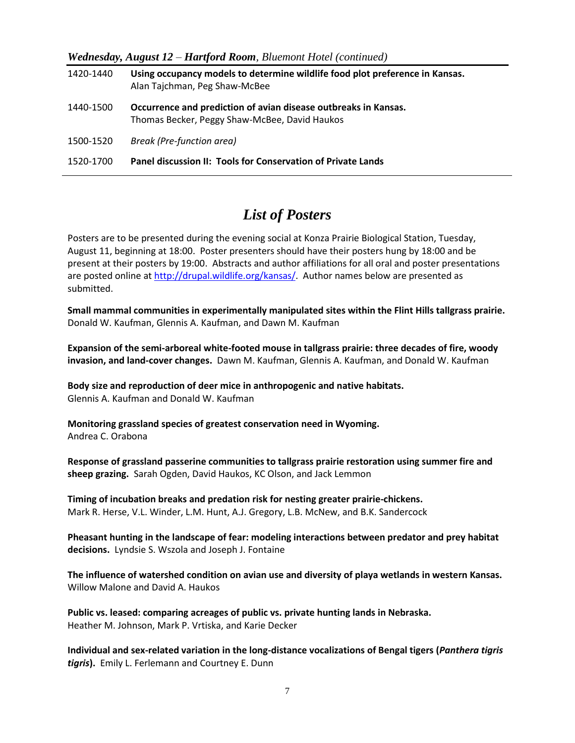*Wednesday, August 12* – ***Hartford Room****, Bluemont Hotel (continued)*

| | |
|---|---|
| 1420-1440 | **Using occupancy models to determine wildlife food plot preference in Kansas.** Alan Tajchman, Peg Shaw-McBee |
| 1440-1500 | **Occurrence and prediction of avian disease outbreaks in Kansas.** Thomas Becker, Peggy Shaw-McBee, David Haukos |
| 1500-1520 | *Break (Pre-function area)* |
| 1520-1700 | **Panel discussion II: Tools for Conservation of Private Lands** |

# *List of Posters*

Posters are to be presented during the evening social at Konza Prairie Biological Station, Tuesday, August 11, beginning at 18:00. Poster presenters should have their posters hung by 18:00 and be present at their posters by 19:00. Abstracts and author affiliations for all oral and poster presentations are posted online at http://drupal.wildlife.org/kansas/. Author names below are presented as submitted.

**Small mammal communities in experimentally manipulated sites within the Flint Hills tallgrass prairie.** Donald W. Kaufman, Glennis A. Kaufman, and Dawn M. Kaufman

**Expansion of the semi-arboreal white-footed mouse in tallgrass prairie: three decades of fire, woody invasion, and land-cover changes.** Dawn M. Kaufman, Glennis A. Kaufman, and Donald W. Kaufman

**Body size and reproduction of deer mice in anthropogenic and native habitats.** Glennis A. Kaufman and Donald W. Kaufman

**Monitoring grassland species of greatest conservation need in Wyoming.** Andrea C. Orabona

**Response of grassland passerine communities to tallgrass prairie restoration using summer fire and sheep grazing.** Sarah Ogden, David Haukos, KC Olson, and Jack Lemmon

**Timing of incubation breaks and predation risk for nesting greater prairie-chickens.** Mark R. Herse, V.L. Winder, L.M. Hunt, A.J. Gregory, L.B. McNew, and B.K. Sandercock

**Pheasant hunting in the landscape of fear: modeling interactions between predator and prey habitat decisions.** Lyndsie S. Wszola and Joseph J. Fontaine

**The influence of watershed condition on avian use and diversity of playa wetlands in western Kansas.** Willow Malone and David A. Haukos

**Public vs. leased: comparing acreages of public vs. private hunting lands in Nebraska.** Heather M. Johnson, Mark P. Vrtiska, and Karie Decker

**Individual and sex-related variation in the long-distance vocalizations of Bengal tigers (*Panthera tigris tigris*).** Emily L. Ferlemann and Courtney E. Dunn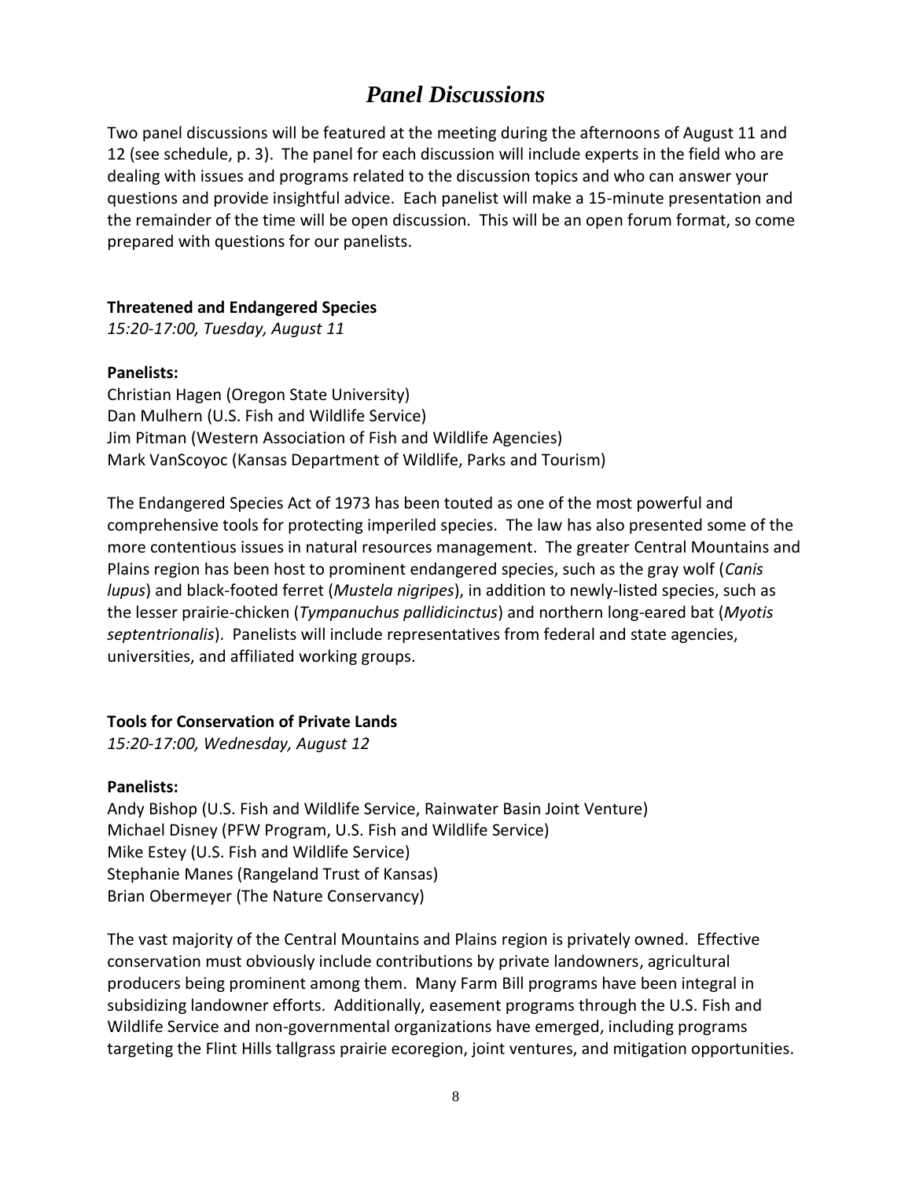# *Panel Discussions*

Two panel discussions will be featured at the meeting during the afternoons of August 11 and 12 (see schedule, p. 3). The panel for each discussion will include experts in the field who are dealing with issues and programs related to the discussion topics and who can answer your questions and provide insightful advice. Each panelist will make a 15-minute presentation and the remainder of the time will be open discussion. This will be an open forum format, so come prepared with questions for our panelists.

**Threatened and Endangered Species**
*15:20-17:00, Tuesday, August 11*

**Panelists:**
Christian Hagen (Oregon State University)
Dan Mulhern (U.S. Fish and Wildlife Service)
Jim Pitman (Western Association of Fish and Wildlife Agencies)
Mark VanScoyoc (Kansas Department of Wildlife, Parks and Tourism)

The Endangered Species Act of 1973 has been touted as one of the most powerful and comprehensive tools for protecting imperiled species. The law has also presented some of the more contentious issues in natural resources management. The greater Central Mountains and Plains region has been host to prominent endangered species, such as the gray wolf (*Canis lupus*) and black-footed ferret (*Mustela nigripes*), in addition to newly-listed species, such as the lesser prairie-chicken (*Tympanuchus pallidicinctus*) and northern long-eared bat (*Myotis septentrionalis*). Panelists will include representatives from federal and state agencies, universities, and affiliated working groups.

**Tools for Conservation of Private Lands**
*15:20-17:00, Wednesday, August 12*

**Panelists:**
Andy Bishop (U.S. Fish and Wildlife Service, Rainwater Basin Joint Venture)
Michael Disney (PFW Program, U.S. Fish and Wildlife Service)
Mike Estey (U.S. Fish and Wildlife Service)
Stephanie Manes (Rangeland Trust of Kansas)
Brian Obermeyer (The Nature Conservancy)

The vast majority of the Central Mountains and Plains region is privately owned. Effective conservation must obviously include contributions by private landowners, agricultural producers being prominent among them. Many Farm Bill programs have been integral in subsidizing landowner efforts. Additionally, easement programs through the U.S. Fish and Wildlife Service and non-governmental organizations have emerged, including programs targeting the Flint Hills tallgrass prairie ecoregion, joint ventures, and mitigation opportunities.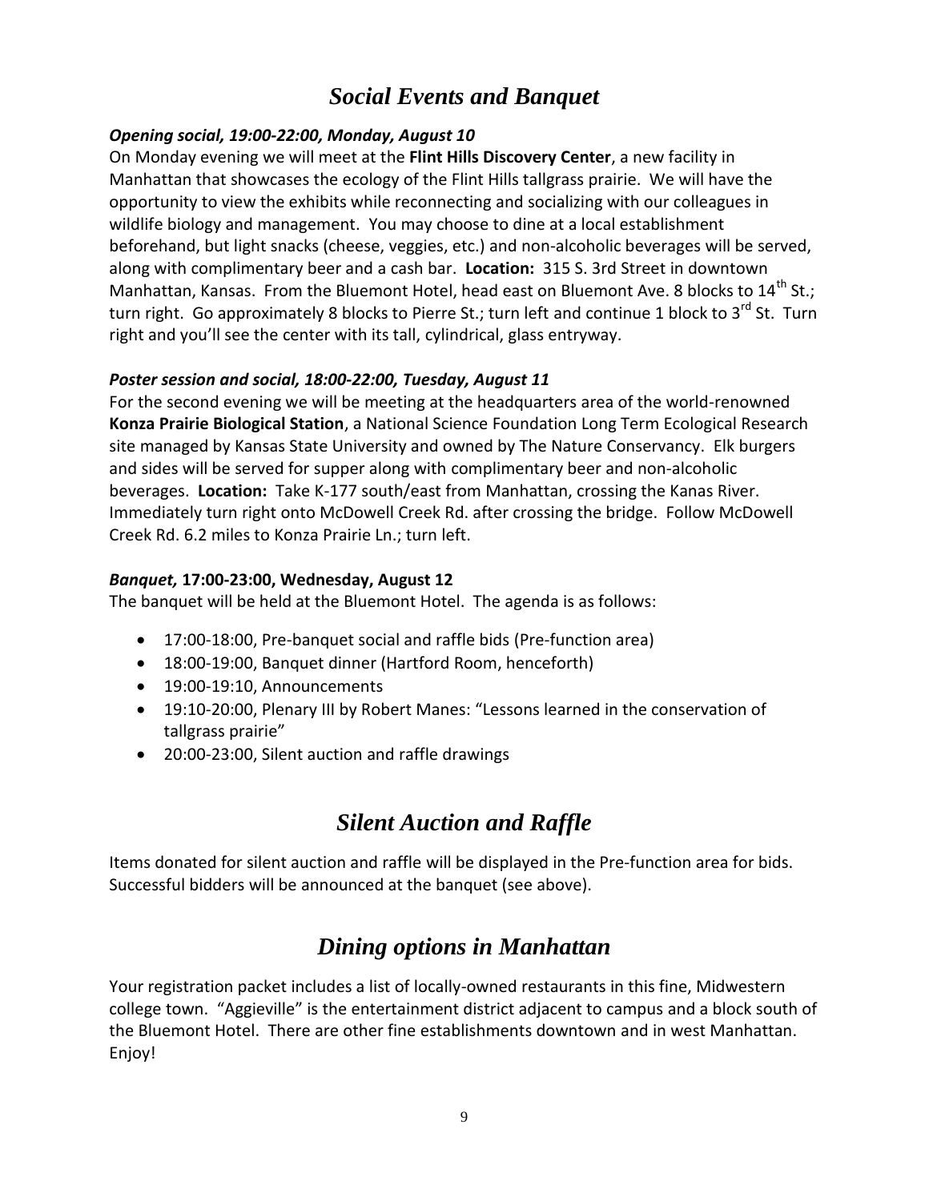# *Social Events and Banquet*

***Opening social, 19:00-22:00, Monday, August 10***

On Monday evening we will meet at the **Flint Hills Discovery Center**, a new facility in Manhattan that showcases the ecology of the Flint Hills tallgrass prairie. We will have the opportunity to view the exhibits while reconnecting and socializing with our colleagues in wildlife biology and management. You may choose to dine at a local establishment beforehand, but light snacks (cheese, veggies, etc.) and non-alcoholic beverages will be served, along with complimentary beer and a cash bar. **Location:** 315 S. 3rd Street in downtown Manhattan, Kansas. From the Bluemont Hotel, head east on Bluemont Ave. 8 blocks to 14th St.; turn right. Go approximately 8 blocks to Pierre St.; turn left and continue 1 block to 3rd St. Turn right and you'll see the center with its tall, cylindrical, glass entryway.

***Poster session and social, 18:00-22:00, Tuesday, August 11***

For the second evening we will be meeting at the headquarters area of the world-renowned **Konza Prairie Biological Station**, a National Science Foundation Long Term Ecological Research site managed by Kansas State University and owned by The Nature Conservancy. Elk burgers and sides will be served for supper along with complimentary beer and non-alcoholic beverages. **Location:** Take K-177 south/east from Manhattan, crossing the Kanas River. Immediately turn right onto McDowell Creek Rd. after crossing the bridge. Follow McDowell Creek Rd. 6.2 miles to Konza Prairie Ln.; turn left.

***Banquet,* 17:00-23:00, Wednesday, August 12**

The banquet will be held at the Bluemont Hotel. The agenda is as follows:

- 17:00-18:00, Pre-banquet social and raffle bids (Pre-function area)
- 18:00-19:00, Banquet dinner (Hartford Room, henceforth)
- 19:00-19:10, Announcements
- 19:10-20:00, Plenary III by Robert Manes: "Lessons learned in the conservation of tallgrass prairie"
- 20:00-23:00, Silent auction and raffle drawings

# *Silent Auction and Raffle*

Items donated for silent auction and raffle will be displayed in the Pre-function area for bids. Successful bidders will be announced at the banquet (see above).

# *Dining options in Manhattan*

Your registration packet includes a list of locally-owned restaurants in this fine, Midwestern college town. "Aggieville" is the entertainment district adjacent to campus and a block south of the Bluemont Hotel. There are other fine establishments downtown and in west Manhattan. Enjoy!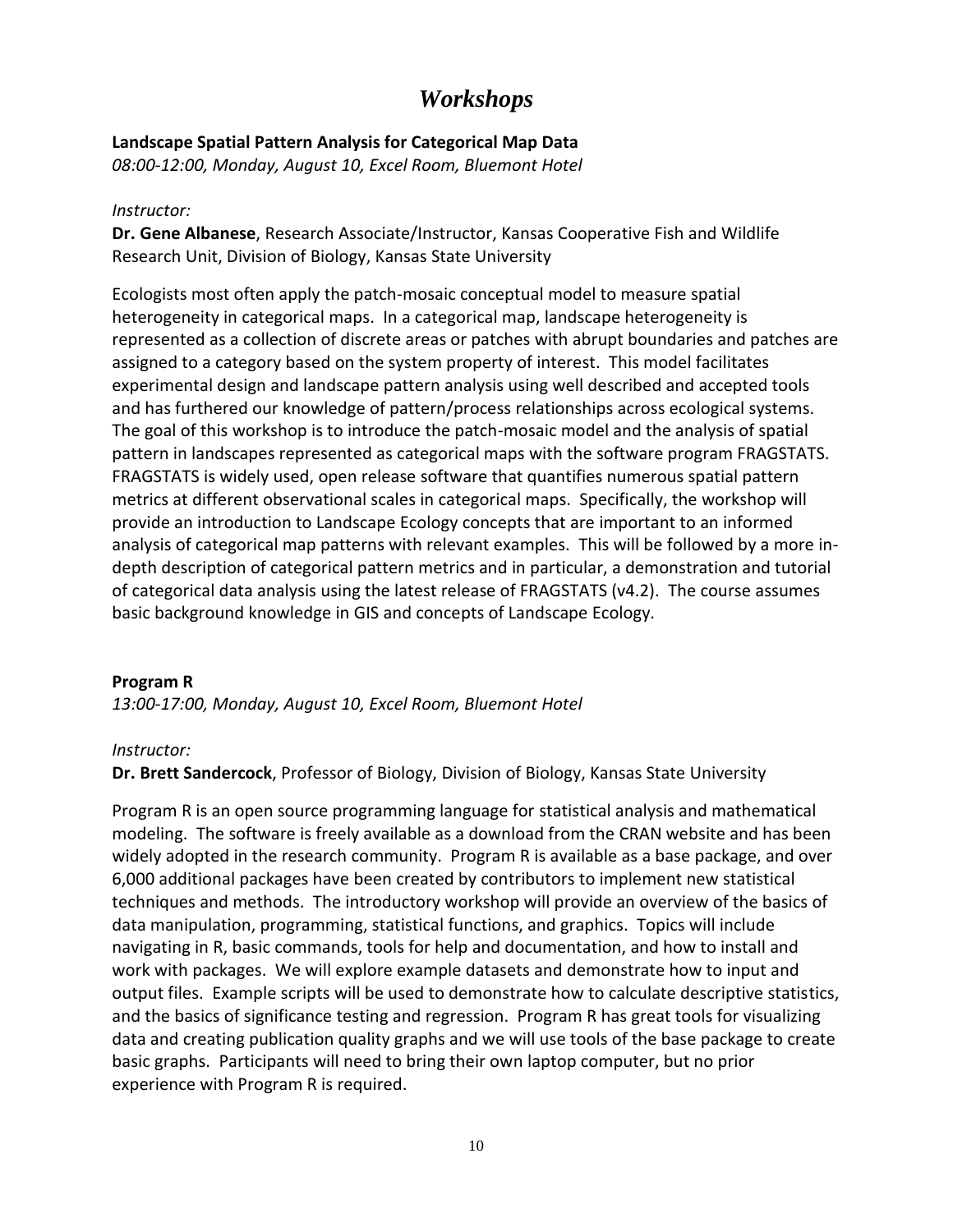# *Workshops*

**Landscape Spatial Pattern Analysis for Categorical Map Data**
*08:00-12:00, Monday, August 10, Excel Room, Bluemont Hotel*

*Instructor:*
**Dr. Gene Albanese**, Research Associate/Instructor, Kansas Cooperative Fish and Wildlife Research Unit, Division of Biology, Kansas State University

Ecologists most often apply the patch-mosaic conceptual model to measure spatial heterogeneity in categorical maps. In a categorical map, landscape heterogeneity is represented as a collection of discrete areas or patches with abrupt boundaries and patches are assigned to a category based on the system property of interest. This model facilitates experimental design and landscape pattern analysis using well described and accepted tools and has furthered our knowledge of pattern/process relationships across ecological systems. The goal of this workshop is to introduce the patch-mosaic model and the analysis of spatial pattern in landscapes represented as categorical maps with the software program FRAGSTATS. FRAGSTATS is widely used, open release software that quantifies numerous spatial pattern metrics at different observational scales in categorical maps. Specifically, the workshop will provide an introduction to Landscape Ecology concepts that are important to an informed analysis of categorical map patterns with relevant examples. This will be followed by a more in-depth description of categorical pattern metrics and in particular, a demonstration and tutorial of categorical data analysis using the latest release of FRAGSTATS (v4.2). The course assumes basic background knowledge in GIS and concepts of Landscape Ecology.

**Program R**
*13:00-17:00, Monday, August 10, Excel Room, Bluemont Hotel*

*Instructor:*
**Dr. Brett Sandercock**, Professor of Biology, Division of Biology, Kansas State University

Program R is an open source programming language for statistical analysis and mathematical modeling. The software is freely available as a download from the CRAN website and has been widely adopted in the research community. Program R is available as a base package, and over 6,000 additional packages have been created by contributors to implement new statistical techniques and methods. The introductory workshop will provide an overview of the basics of data manipulation, programming, statistical functions, and graphics. Topics will include navigating in R, basic commands, tools for help and documentation, and how to install and work with packages. We will explore example datasets and demonstrate how to input and output files. Example scripts will be used to demonstrate how to calculate descriptive statistics, and the basics of significance testing and regression. Program R has great tools for visualizing data and creating publication quality graphs and we will use tools of the base package to create basic graphs. Participants will need to bring their own laptop computer, but no prior experience with Program R is required.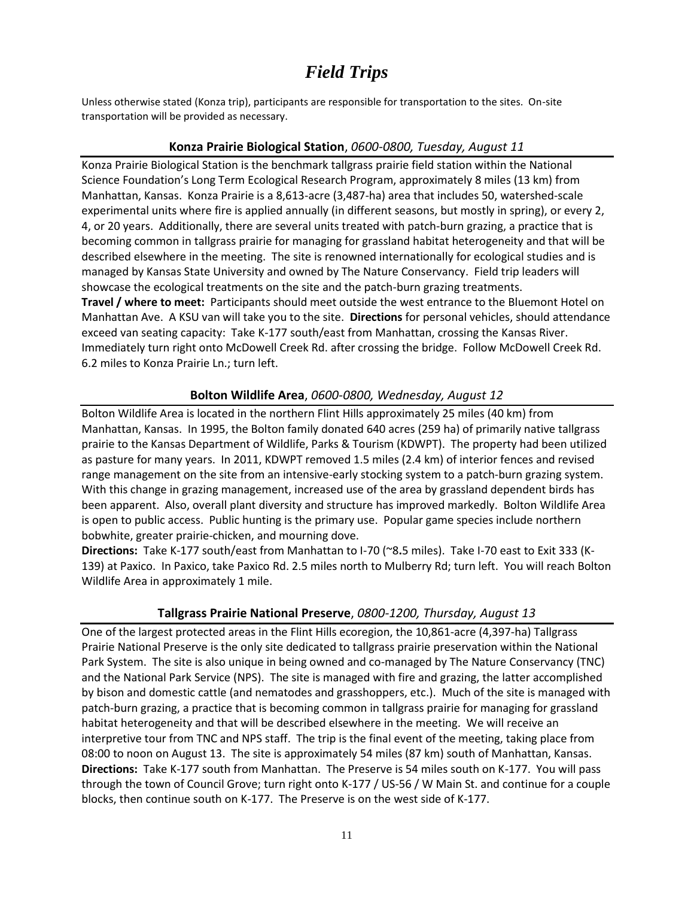# *Field Trips*

Unless otherwise stated (Konza trip), participants are responsible for transportation to the sites. On-site transportation will be provided as necessary.

### **Konza Prairie Biological Station**, *0600-0800, Tuesday, August 11*

Konza Prairie Biological Station is the benchmark tallgrass prairie field station within the National Science Foundation's Long Term Ecological Research Program, approximately 8 miles (13 km) from Manhattan, Kansas. Konza Prairie is a 8,613-acre (3,487-ha) area that includes 50, watershed-scale experimental units where fire is applied annually (in different seasons, but mostly in spring), or every 2, 4, or 20 years. Additionally, there are several units treated with patch-burn grazing, a practice that is becoming common in tallgrass prairie for managing for grassland habitat heterogeneity and that will be described elsewhere in the meeting. The site is renowned internationally for ecological studies and is managed by Kansas State University and owned by The Nature Conservancy. Field trip leaders will showcase the ecological treatments on the site and the patch-burn grazing treatments.

**Travel / where to meet:** Participants should meet outside the west entrance to the Bluemont Hotel on Manhattan Ave. A KSU van will take you to the site. **Directions** for personal vehicles, should attendance exceed van seating capacity: Take K-177 south/east from Manhattan, crossing the Kansas River. Immediately turn right onto McDowell Creek Rd. after crossing the bridge. Follow McDowell Creek Rd. 6.2 miles to Konza Prairie Ln.; turn left.

### **Bolton Wildlife Area**, *0600-0800, Wednesday, August 12*

Bolton Wildlife Area is located in the northern Flint Hills approximately 25 miles (40 km) from Manhattan, Kansas. In 1995, the Bolton family donated 640 acres (259 ha) of primarily native tallgrass prairie to the Kansas Department of Wildlife, Parks & Tourism (KDWPT). The property had been utilized as pasture for many years. In 2011, KDWPT removed 1.5 miles (2.4 km) of interior fences and revised range management on the site from an intensive-early stocking system to a patch-burn grazing system. With this change in grazing management, increased use of the area by grassland dependent birds has been apparent. Also, overall plant diversity and structure has improved markedly. Bolton Wildlife Area is open to public access. Public hunting is the primary use. Popular game species include northern bobwhite, greater prairie-chicken, and mourning dove.

**Directions:** Take K-177 south/east from Manhattan to I-70 (~8.5 miles). Take I-70 east to Exit 333 (K-139) at Paxico. In Paxico, take Paxico Rd. 2.5 miles north to Mulberry Rd; turn left. You will reach Bolton Wildlife Area in approximately 1 mile.

### **Tallgrass Prairie National Preserve**, *0800-1200, Thursday, August 13*

One of the largest protected areas in the Flint Hills ecoregion, the 10,861-acre (4,397-ha) Tallgrass Prairie National Preserve is the only site dedicated to tallgrass prairie preservation within the National Park System. The site is also unique in being owned and co-managed by The Nature Conservancy (TNC) and the National Park Service (NPS). The site is managed with fire and grazing, the latter accomplished by bison and domestic cattle (and nematodes and grasshoppers, etc.). Much of the site is managed with patch-burn grazing, a practice that is becoming common in tallgrass prairie for managing for grassland habitat heterogeneity and that will be described elsewhere in the meeting. We will receive an interpretive tour from TNC and NPS staff. The trip is the final event of the meeting, taking place from 08:00 to noon on August 13. The site is approximately 54 miles (87 km) south of Manhattan, Kansas.

**Directions:** Take K-177 south from Manhattan. The Preserve is 54 miles south on K-177. You will pass through the town of Council Grove; turn right onto K-177 / US-56 / W Main St. and continue for a couple blocks, then continue south on K-177. The Preserve is on the west side of K-177.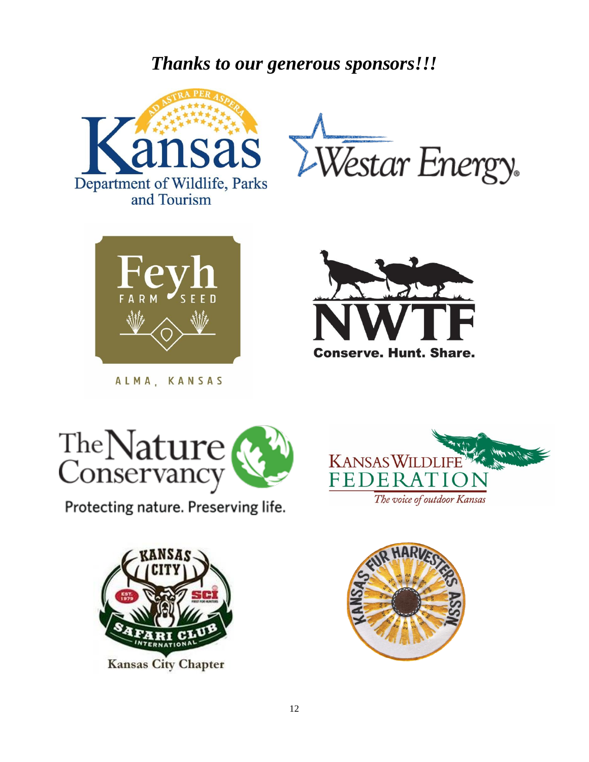*Thanks to our generous sponsors!!!*

AD ASTRA PER ASPERA

Kansas

Department of Wildlife, Parks and Tourism

Westar Energy.

Feyh

FARM SEED

ALMA, KANSAS

NWTF

Conserve. Hunt. Share.

The Nature Conservancy

Protecting nature. Preserving life.

KANSAS WILDLIFE FEDERATION

The voice of outdoor Kansas

KANSAS CITY

EST. 1979

SCI

FIRST FOR HUNTERS

SAFARI CLUB INTERNATIONAL

Kansas City Chapter

KANSAS FUR HARVESTERS ASSN